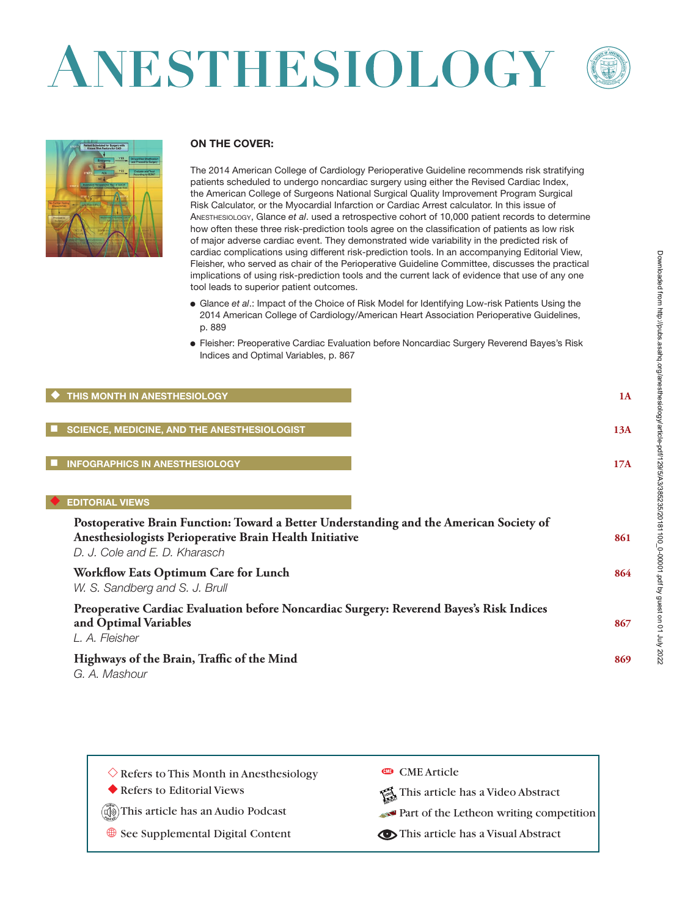# ANESTHESIOLOGY

**ON THE COVER:**

The 2014 American College of Cardiology Perioperative Guideline recommends risk stratifying patients scheduled to undergo noncardiac surgery using either the Revised Cardiac Index, the American College of Surgeons National Surgical Quality Improvement Program Surgical Risk Calculator, or the Myocardial Infarction or Cardiac Arrest calculator. In this issue of ANESTHESIOLOGY, Glance *et al*. used a retrospective cohort of 10,000 patient records to determine how often these three risk-prediction tools agree on the classification of patients as low risk of major adverse cardiac event. They demonstrated wide variability in the predicted risk of cardiac complications using different risk-prediction tools. In an accompanying Editorial View, Fleisher, who served as chair of the Perioperative Guideline Committee, discusses the practical implications of using risk-prediction tools and the current lack of evidence that use of any one tool leads to superior patient outcomes.

- Glance *et al*.: Impact of the Choice of Risk Model for Identifying Low-risk Patients Using the 2014 American College of Cardiology/American Heart Association Perioperative Guidelines, p. 889
- Fleisher: Preoperative Cardiac Evaluation before Noncardiac Surgery Reverend Bayes's Risk Indices and Optimal Variables, p. 867

◆ **THIS MONTH IN ANESTHESIOLOGY** — 1A

■ **SCIENCE, MEDICINE, AND THE ANESTHESIOLOGIST** — 13A

■ **INFOGRAPHICS IN ANESTHESIOLOGY** — 17A

## ◆ EDITORIAL VIEWS

**Postoperative Brain Function: Toward a Better Understanding and the American Society of Anesthesiologists Perioperative Brain Health Initiative** — 861
*D. J. Cole and E. D. Kharasch*

**Workflow Eats Optimum Care for Lunch** — 864
*W. S. Sandberg and S. J. Brull*

**Preoperative Cardiac Evaluation before Noncardiac Surgery: Reverend Bayes's Risk Indices and Optimal Variables** — 867
*L. A. Fleisher*

**Highways of the Brain, Traffic of the Mind** — 869
*G. A. Mashour*

◇ Refers to This Month in Anesthesiology
◆ Refers to Editorial Views
This article has an Audio Podcast
See Supplemental Digital Content
CME Article
This article has a Video Abstract
Part of the Letheon writing competition
This article has a Visual Abstract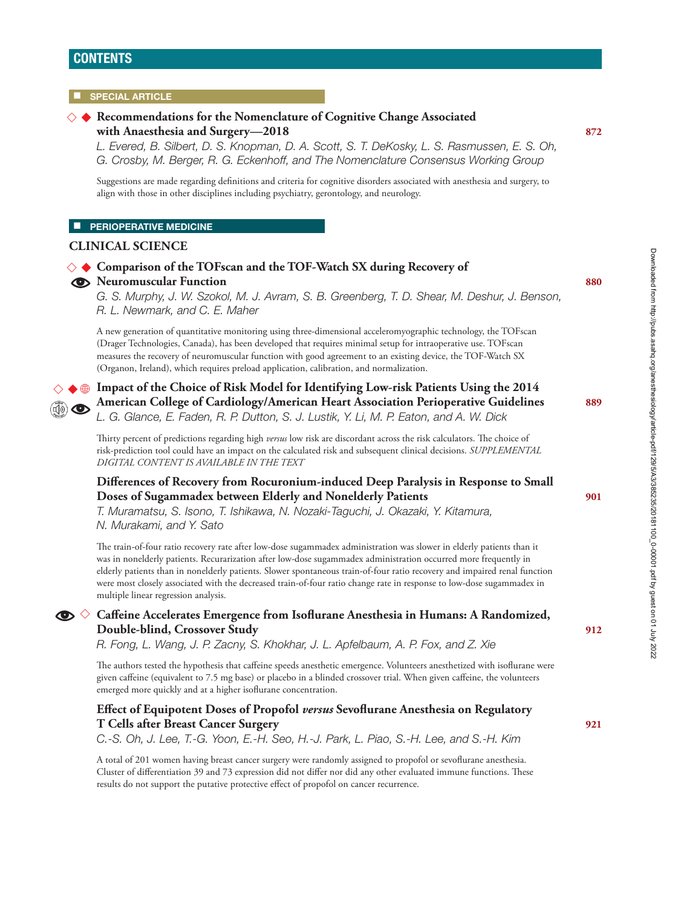# CONTENTS

## SPECIAL ARTICLE

**Recommendations for the Nomenclature of Cognitive Change Associated with Anaesthesia and Surgery—2018** 872

*L. Evered, B. Silbert, D. S. Knopman, D. A. Scott, S. T. DeKosky, L. S. Rasmussen, E. S. Oh, G. Crosby, M. Berger, R. G. Eckenhoff, and The Nomenclature Consensus Working Group*

Suggestions are made regarding definitions and criteria for cognitive disorders associated with anesthesia and surgery, to align with those in other disciplines including psychiatry, gerontology, and neurology.

## PERIOPERATIVE MEDICINE

### CLINICAL SCIENCE

**Comparison of the TOFscan and the TOF-Watch SX during Recovery of Neuromuscular Function** 880

*G. S. Murphy, J. W. Szokol, M. J. Avram, S. B. Greenberg, T. D. Shear, M. Deshur, J. Benson, R. L. Newmark, and C. E. Maher*

A new generation of quantitative monitoring using three-dimensional acceleromyographic technology, the TOFscan (Drager Technologies, Canada), has been developed that requires minimal setup for intraoperative use. TOFscan measures the recovery of neuromuscular function with good agreement to an existing device, the TOF-Watch SX (Organon, Ireland), which requires preload application, calibration, and normalization.

**Impact of the Choice of Risk Model for Identifying Low-risk Patients Using the 2014 American College of Cardiology/American Heart Association Perioperative Guidelines** 889

*L. G. Glance, E. Faden, R. P. Dutton, S. J. Lustik, Y. Li, M. P. Eaton, and A. W. Dick*

Thirty percent of predictions regarding high *versus* low risk are discordant across the risk calculators. The choice of risk-prediction tool could have an impact on the calculated risk and subsequent clinical decisions. *SUPPLEMENTAL DIGITAL CONTENT IS AVAILABLE IN THE TEXT*

**Differences of Recovery from Rocuronium-induced Deep Paralysis in Response to Small Doses of Sugammadex between Elderly and Nonelderly Patients** 901

*T. Muramatsu, S. Isono, T. Ishikawa, N. Nozaki-Taguchi, J. Okazaki, Y. Kitamura, N. Murakami, and Y. Sato*

The train-of-four ratio recovery rate after low-dose sugammadex administration was slower in elderly patients than it was in nonelderly patients. Recurarization after low-dose sugammadex administration occurred more frequently in elderly patients than in nonelderly patients. Slower spontaneous train-of-four ratio recovery and impaired renal function were most closely associated with the decreased train-of-four ratio change rate in response to low-dose sugammadex in multiple linear regression analysis.

**Caffeine Accelerates Emergence from Isoflurane Anesthesia in Humans: A Randomized, Double-blind, Crossover Study** 912

*R. Fong, L. Wang, J. P. Zacny, S. Khokhar, J. L. Apfelbaum, A. P. Fox, and Z. Xie*

The authors tested the hypothesis that caffeine speeds anesthetic emergence. Volunteers anesthetized with isoflurane were given caffeine (equivalent to 7.5 mg base) or placebo in a blinded crossover trial. When given caffeine, the volunteers emerged more quickly and at a higher isoflurane concentration.

**Effect of Equipotent Doses of Propofol *versus* Sevoflurane Anesthesia on Regulatory T Cells after Breast Cancer Surgery** 921

*C.-S. Oh, J. Lee, T.-G. Yoon, E.-H. Seo, H.-J. Park, L. Piao, S.-H. Lee, and S.-H. Kim*

A total of 201 women having breast cancer surgery were randomly assigned to propofol or sevoflurane anesthesia. Cluster of differentiation 39 and 73 expression did not differ nor did any other evaluated immune functions. These results do not support the putative protective effect of propofol on cancer recurrence.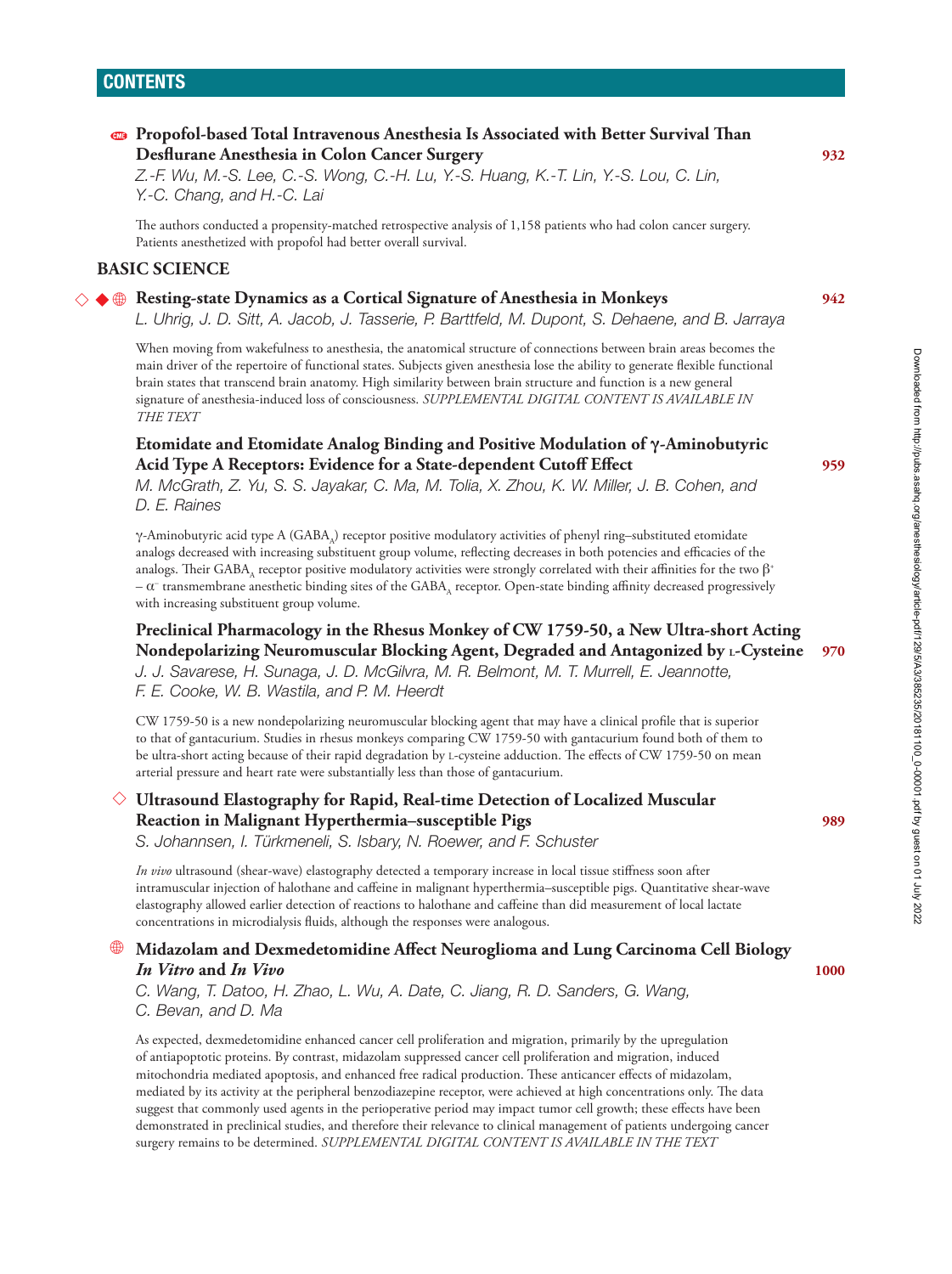## CONTENTS

**Propofol-based Total Intravenous Anesthesia Is Associated with Better Survival Than Desflurane Anesthesia in Colon Cancer Surgery** **932**

*Z.-F. Wu, M.-S. Lee, C.-S. Wong, C.-H. Lu, Y.-S. Huang, K.-T. Lin, Y.-S. Lou, C. Lin, Y.-C. Chang, and H.-C. Lai*

The authors conducted a propensity-matched retrospective analysis of 1,158 patients who had colon cancer surgery. Patients anesthetized with propofol had better overall survival.

### BASIC SCIENCE

**Resting-state Dynamics as a Cortical Signature of Anesthesia in Monkeys** **942**

*L. Uhrig, J. D. Sitt, A. Jacob, J. Tasserie, P. Barttfeld, M. Dupont, S. Dehaene, and B. Jarraya*

When moving from wakefulness to anesthesia, the anatomical structure of connections between brain areas becomes the main driver of the repertoire of functional states. Subjects given anesthesia lose the ability to generate flexible functional brain states that transcend brain anatomy. High similarity between brain structure and function is a new general signature of anesthesia-induced loss of consciousness. *SUPPLEMENTAL DIGITAL CONTENT IS AVAILABLE IN THE TEXT*

**Etomidate and Etomidate Analog Binding and Positive Modulation of γ-Aminobutyric Acid Type A Receptors: Evidence for a State-dependent Cutoff Effect** **959**

*M. McGrath, Z. Yu, S. S. Jayakar, C. Ma, M. Tolia, X. Zhou, K. W. Miller, J. B. Cohen, and D. E. Raines*

γ-Aminobutyric acid type A ($GABA_A$) receptor positive modulatory activities of phenyl ring–substituted etomidate analogs decreased with increasing substituent group volume, reflecting decreases in both potencies and efficacies of the analogs. Their $GABA_A$ receptor positive modulatory activities were strongly correlated with their affinities for the two $\beta^+ - \alpha^-$ transmembrane anesthetic binding sites of the $GABA_A$ receptor. Open-state binding affinity decreased progressively with increasing substituent group volume.

**Preclinical Pharmacology in the Rhesus Monkey of CW 1759-50, a New Ultra-short Acting Nondepolarizing Neuromuscular Blocking Agent, Degraded and Antagonized by L-Cysteine** **970**

*J. J. Savarese, H. Sunaga, J. D. McGilvra, M. R. Belmont, M. T. Murrell, E. Jeannotte, F. E. Cooke, W. B. Wastila, and P. M. Heerdt*

CW 1759-50 is a new nondepolarizing neuromuscular blocking agent that may have a clinical profile that is superior to that of gantacurium. Studies in rhesus monkeys comparing CW 1759-50 with gantacurium found both of them to be ultra-short acting because of their rapid degradation by L-cysteine adduction. The effects of CW 1759-50 on mean arterial pressure and heart rate were substantially less than those of gantacurium.

**Ultrasound Elastography for Rapid, Real-time Detection of Localized Muscular Reaction in Malignant Hyperthermia–susceptible Pigs** **989**

*S. Johannsen, I. Türkmeneli, S. Isbary, N. Roewer, and F. Schuster*

*In vivo* ultrasound (shear-wave) elastography detected a temporary increase in local tissue stiffness soon after intramuscular injection of halothane and caffeine in malignant hyperthermia–susceptible pigs. Quantitative shear-wave elastography allowed earlier detection of reactions to halothane and caffeine than did measurement of local lactate concentrations in microdialysis fluids, although the responses were analogous.

**Midazolam and Dexmedetomidine Affect Neuroglioma and Lung Carcinoma Cell Biology *In Vitro* and *In Vivo*** **1000**

*C. Wang, T. Datoo, H. Zhao, L. Wu, A. Date, C. Jiang, R. D. Sanders, G. Wang, C. Bevan, and D. Ma*

As expected, dexmedetomidine enhanced cancer cell proliferation and migration, primarily by the upregulation of antiapoptotic proteins. By contrast, midazolam suppressed cancer cell proliferation and migration, induced mitochondria mediated apoptosis, and enhanced free radical production. These anticancer effects of midazolam, mediated by its activity at the peripheral benzodiazepine receptor, were achieved at high concentrations only. The data suggest that commonly used agents in the perioperative period may impact tumor cell growth; these effects have been demonstrated in preclinical studies, and therefore their relevance to clinical management of patients undergoing cancer surgery remains to be determined. *SUPPLEMENTAL DIGITAL CONTENT IS AVAILABLE IN THE TEXT*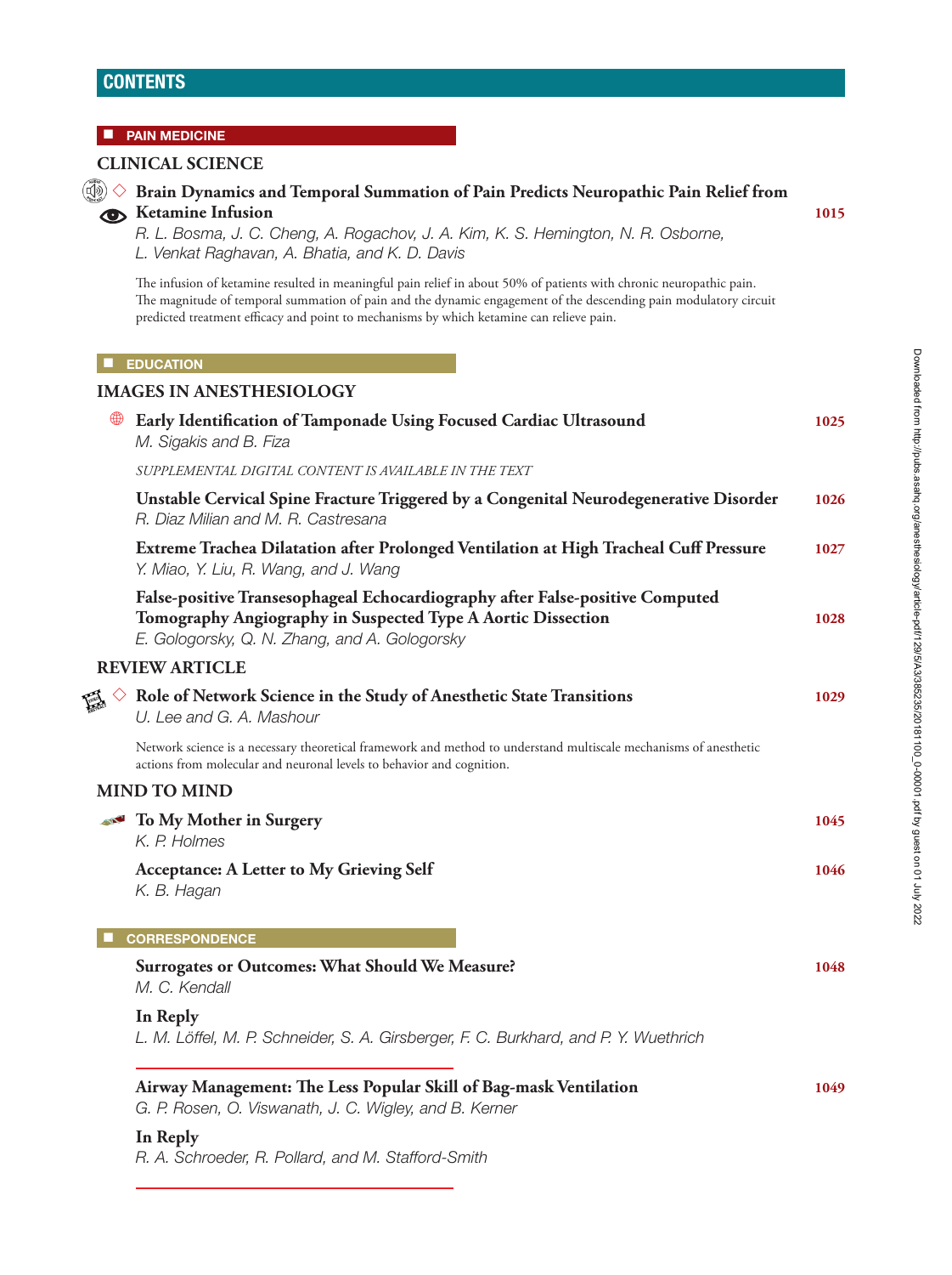# CONTENTS

## PAIN MEDICINE

### CLINICAL SCIENCE

**Brain Dynamics and Temporal Summation of Pain Predicts Neuropathic Pain Relief from Ketamine Infusion** 1015
*R. L. Bosma, J. C. Cheng, A. Rogachov, J. A. Kim, K. S. Hemington, N. R. Osborne, L. Venkat Raghavan, A. Bhatia, and K. D. Davis*

The infusion of ketamine resulted in meaningful pain relief in about 50% of patients with chronic neuropathic pain. The magnitude of temporal summation of pain and the dynamic engagement of the descending pain modulatory circuit predicted treatment efficacy and point to mechanisms by which ketamine can relieve pain.

## EDUCATION

### IMAGES IN ANESTHESIOLOGY

**Early Identification of Tamponade Using Focused Cardiac Ultrasound** 1025
*M. Sigakis and B. Fiza*

*SUPPLEMENTAL DIGITAL CONTENT IS AVAILABLE IN THE TEXT*

**Unstable Cervical Spine Fracture Triggered by a Congenital Neurodegenerative Disorder** 1026
*R. Diaz Milian and M. R. Castresana*

**Extreme Trachea Dilatation after Prolonged Ventilation at High Tracheal Cuff Pressure** 1027
*Y. Miao, Y. Liu, R. Wang, and J. Wang*

**False-positive Transesophageal Echocardiography after False-positive Computed Tomography Angiography in Suspected Type A Aortic Dissection** 1028
*E. Gologorsky, Q. N. Zhang, and A. Gologorsky*

### REVIEW ARTICLE

**Role of Network Science in the Study of Anesthetic State Transitions** 1029
*U. Lee and G. A. Mashour*

Network science is a necessary theoretical framework and method to understand multiscale mechanisms of anesthetic actions from molecular and neuronal levels to behavior and cognition.

### MIND TO MIND

**To My Mother in Surgery** 1045
*K. P. Holmes*

**Acceptance: A Letter to My Grieving Self** 1046
*K. B. Hagan*

## CORRESPONDENCE

**Surrogates or Outcomes: What Should We Measure?** 1048
*M. C. Kendall*

**In Reply**
*L. M. Löffel, M. P. Schneider, S. A. Girsberger, F. C. Burkhard, and P. Y. Wuethrich*

---

**Airway Management: The Less Popular Skill of Bag-mask Ventilation** 1049
*G. P. Rosen, O. Viswanath, J. C. Wigley, and B. Kerner*

**In Reply**
*R. A. Schroeder, R. Pollard, and M. Stafford-Smith*

---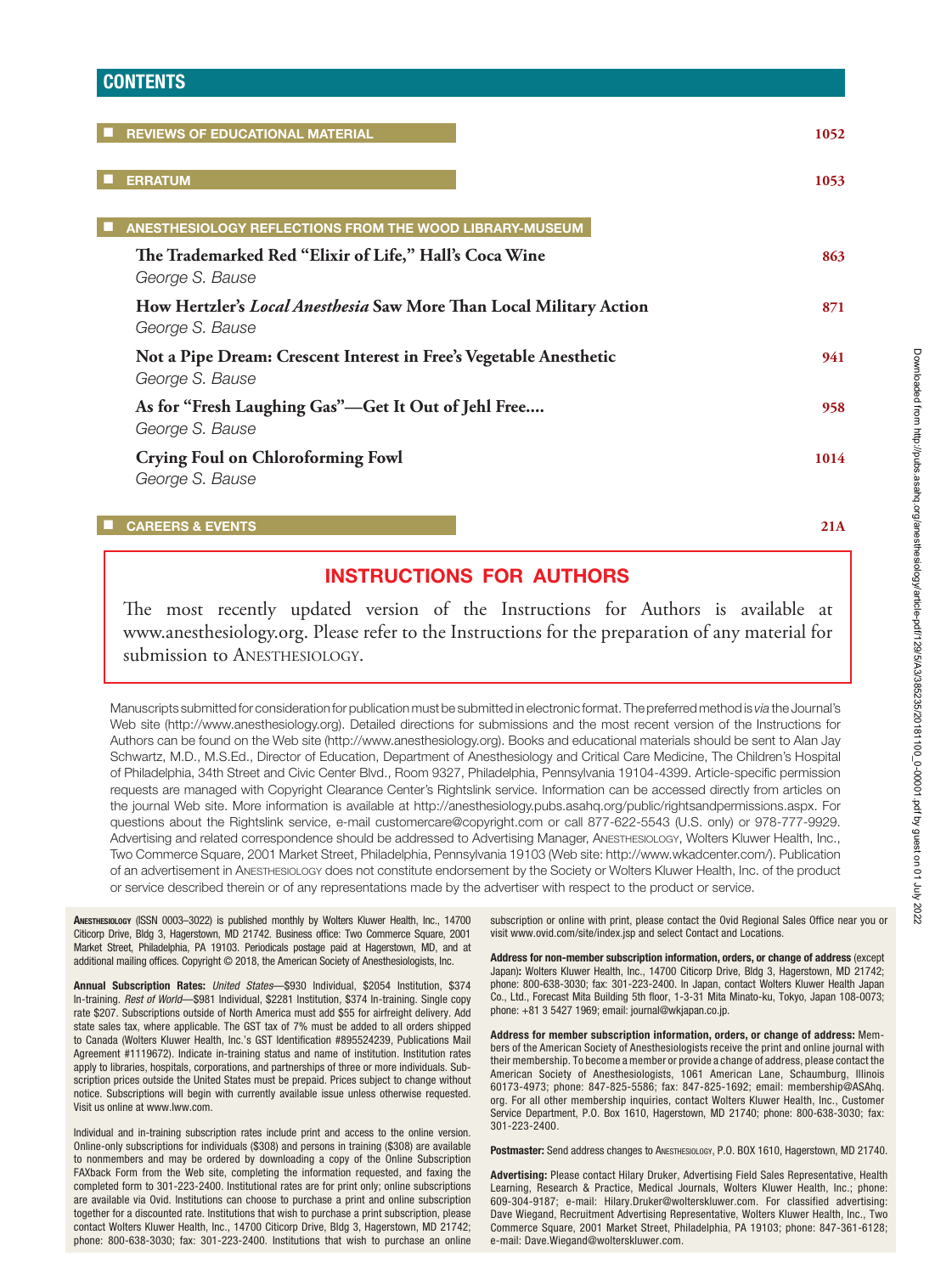# CONTENTS

## REVIEWS OF EDUCATIONAL MATERIAL — 1052

## ERRATUM — 1053

## ANESTHESIOLOGY REFLECTIONS FROM THE WOOD LIBRARY-MUSEUM

**The Trademarked Red "Elixir of Life," Hall's Coca Wine** — 863
*George S. Bause*

**How Hertzler's *Local Anesthesia* Saw More Than Local Military Action** — 871
*George S. Bause*

**Not a Pipe Dream: Crescent Interest in Free's Vegetable Anesthetic** — 941
*George S. Bause*

**As for "Fresh Laughing Gas"—Get It Out of Jehl Free....** — 958
*George S. Bause*

**Crying Foul on Chloroforming Fowl** — 1014
*George S. Bause*

## CAREERS & EVENTS — 21A

## INSTRUCTIONS FOR AUTHORS

The most recently updated version of the Instructions for Authors is available at www.anesthesiology.org. Please refer to the Instructions for the preparation of any material for submission to ANESTHESIOLOGY.

Manuscripts submitted for consideration for publication must be submitted in electronic format. The preferred method is *via* the Journal's Web site (http://www.anesthesiology.org). Detailed directions for submissions and the most recent version of the Instructions for Authors can be found on the Web site (http://www.anesthesiology.org). Books and educational materials should be sent to Alan Jay Schwartz, M.D., M.S.Ed., Director of Education, Department of Anesthesiology and Critical Care Medicine, The Children's Hospital of Philadelphia, 34th Street and Civic Center Blvd., Room 9327, Philadelphia, Pennsylvania 19104-4399. Article-specific permission requests are managed with Copyright Clearance Center's Rightslink service. Information can be accessed directly from articles on the journal Web site. More information is available at http://anesthesiology.pubs.asahq.org/public/rightsandpermissions.aspx. For questions about the Rightslink service, e-mail customercare@copyright.com or call 877-622-5543 (U.S. only) or 978-777-9929. Advertising and related correspondence should be addressed to Advertising Manager, ANESTHESIOLOGY, Wolters Kluwer Health, Inc., Two Commerce Square, 2001 Market Street, Philadelphia, Pennsylvania 19103 (Web site: http://www.wkadcenter.com/). Publication of an advertisement in ANESTHESIOLOGY does not constitute endorsement by the Society or Wolters Kluwer Health, Inc. of the product or service described therein or of any representations made by the advertiser with respect to the product or service.

ANESTHESIOLOGY (ISSN 0003–3022) is published monthly by Wolters Kluwer Health, Inc., 14700 Citicorp Drive, Bldg 3, Hagerstown, MD 21742. Business office: Two Commerce Square, 2001 Market Street, Philadelphia, PA 19103. Periodicals postage paid at Hagerstown, MD, and at additional mailing offices. Copyright © 2018, the American Society of Anesthesiologists, Inc.

**Annual Subscription Rates:** *United States*—$930 Individual, $2054 Institution, $374 In-training. *Rest of World*—$981 Individual, $2281 Institution, $374 In-training. Single copy rate $207. Subscriptions outside of North America must add $55 for airfreight delivery. Add state sales tax, where applicable. The GST tax of 7% must be added to all orders shipped to Canada (Wolters Kluwer Health, Inc.'s GST Identification #895524239, Publications Mail Agreement #1119672). Indicate in-training status and name of institution. Institution rates apply to libraries, hospitals, corporations, and partnerships of three or more individuals. Subscription prices outside the United States must be prepaid. Prices subject to change without notice. Subscriptions will begin with currently available issue unless otherwise requested. Visit us online at www.lww.com.

Individual and in-training subscription rates include print and access to the online version. Online-only subscriptions for individuals ($308) and persons in training ($308) are available to nonmembers and may be ordered by downloading a copy of the Online Subscription FAXback Form from the Web site, completing the information requested, and faxing the completed form to 301-223-2400. Institutional rates are for print only; online subscriptions are available via Ovid. Institutions can choose to purchase a print and online subscription together for a discounted rate. Institutions that wish to purchase a print subscription, please contact Wolters Kluwer Health, Inc., 14700 Citicorp Drive, Bldg 3, Hagerstown, MD 21742; phone: 800-638-3030; fax: 301-223-2400. Institutions that wish to purchase an online subscription or online with print, please contact the Ovid Regional Sales Office near you or visit www.ovid.com/site/index.jsp and select Contact and Locations.

**Address for non-member subscription information, orders, or change of address** (except Japan)**:** Wolters Kluwer Health, Inc., 14700 Citicorp Drive, Bldg 3, Hagerstown, MD 21742; phone: 800-638-3030; fax: 301-223-2400. In Japan, contact Wolters Kluwer Health Japan Co., Ltd., Forecast Mita Building 5th floor, 1-3-31 Mita Minato-ku, Tokyo, Japan 108-0073; phone: +81 3 5427 1969; email: journal@wkjapan.co.jp.

**Address for member subscription information, orders, or change of address:** Members of the American Society of Anesthesiologists receive the print and online journal with their membership. To become a member or provide a change of address, please contact the American Society of Anesthesiologists, 1061 American Lane, Schaumburg, Illinois 60173-4973; phone: 847-825-5586; fax: 847-825-1692; email: membership@ASAhq.org. For all other membership inquiries, contact Wolters Kluwer Health, Inc., Customer Service Department, P.O. Box 1610, Hagerstown, MD 21740; phone: 800-638-3030; fax: 301-223-2400.

**Postmaster:** Send address changes to ANESTHESIOLOGY, P.O. BOX 1610, Hagerstown, MD 21740.

**Advertising:** Please contact Hilary Druker, Advertising Field Sales Representative, Health Learning, Research & Practice, Medical Journals, Wolters Kluwer Health, Inc.; phone: 609-304-9187; e-mail: Hilary.Druker@wolterskluwer.com. For classified advertising: Dave Wiegand, Recruitment Advertising Representative, Wolters Kluwer Health, Inc., Two Commerce Square, 2001 Market Street, Philadelphia, PA 19103; phone: 847-361-6128; e-mail: Dave.Wiegand@wolterskluwer.com.